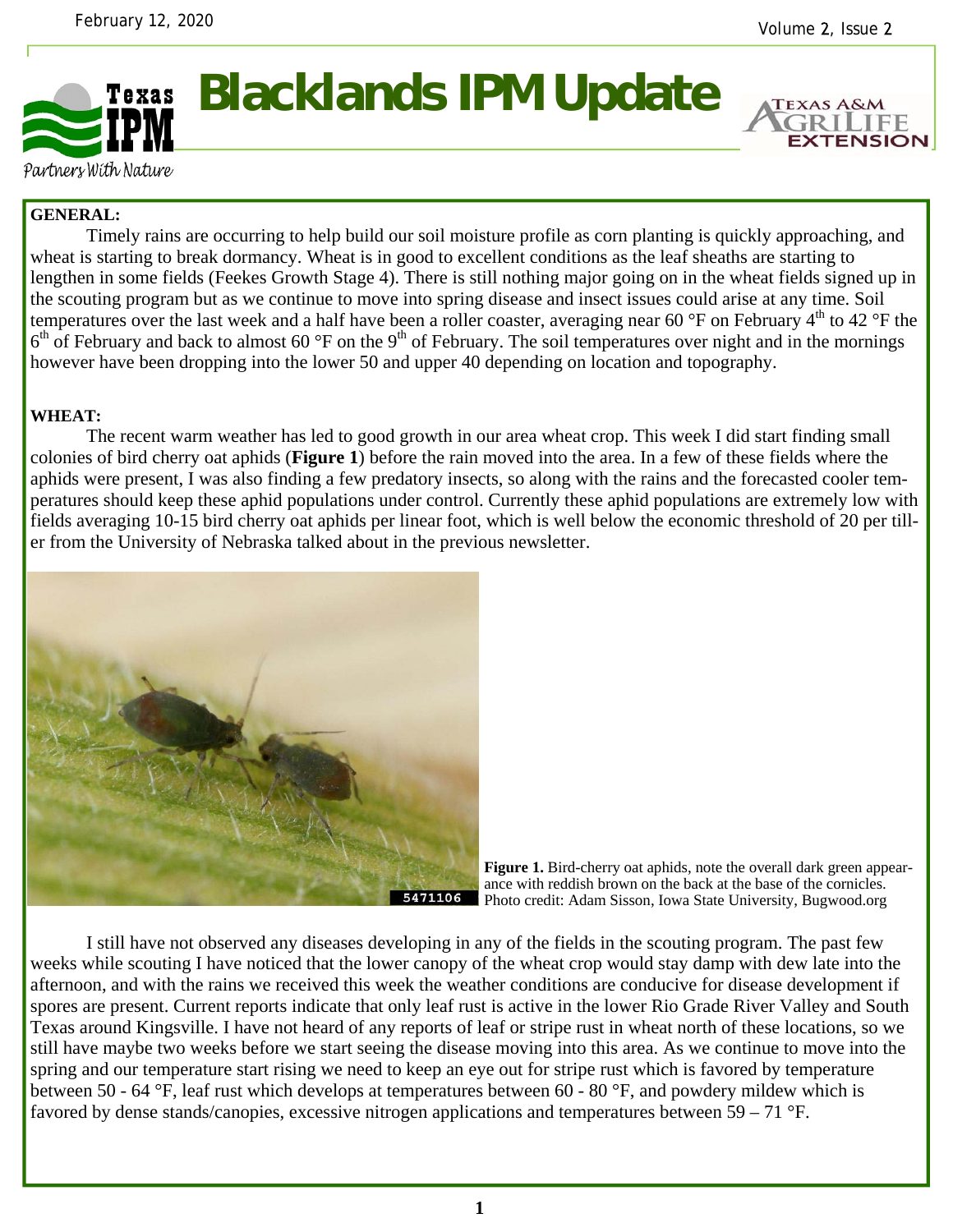# Blacklands IPM Update

Partners With Nature

**GENERAL:**

Timely rains are occurring to help build our soil moisture profile as corn planting is quickly approaching, and wheat is starting to break dormancy. Wheat is in good to excellent conditions as the leaf sheaths are starting to lengthen in some fields (Feekes Growth Stage 4). There is still nothing major going on in the wheat fields signed up in the scouting program but as we continue to move into spring disease and insect issues could arise at any time. Soil temperatures over the last week and a half have been a roller coaster, averaging near 60 °F on February 4th to 42 °F the 6th of February and back to almost 60 °F on the 9th of February. The soil temperatures over night and in the mornings however have been dropping into the lower 50 and upper 40 depending on location and topography.

**WHEAT:**

The recent warm weather has led to good growth in our area wheat crop. This week I did start finding small colonies of bird cherry oat aphids (**Figure 1**) before the rain moved into the area. In a few of these fields where the aphids were present, I was also finding a few predatory insects, so along with the rains and the forecasted cooler temperatures should keep these aphid populations under control. Currently these aphid populations are extremely low with fields averaging 10-15 bird cherry oat aphids per linear foot, which is well below the economic threshold of 20 per tiller from the University of Nebraska talked about in the previous newsletter.

**Figure 1.** Bird-cherry oat aphids, note the overall dark green appearance with reddish brown on the back at the base of the cornicles. Photo credit: Adam Sisson, Iowa State University, Bugwood.org

I still have not observed any diseases developing in any of the fields in the scouting program. The past few weeks while scouting I have noticed that the lower canopy of the wheat crop would stay damp with dew late into the afternoon, and with the rains we received this week the weather conditions are conducive for disease development if spores are present. Current reports indicate that only leaf rust is active in the lower Rio Grade River Valley and South Texas around Kingsville. I have not heard of any reports of leaf or stripe rust in wheat north of these locations, so we still have maybe two weeks before we start seeing the disease moving into this area. As we continue to move into the spring and our temperature start rising we need to keep an eye out for stripe rust which is favored by temperature between 50 - 64 °F, leaf rust which develops at temperatures between 60 - 80 °F, and powdery mildew which is favored by dense stands/canopies, excessive nitrogen applications and temperatures between 59 – 71 °F.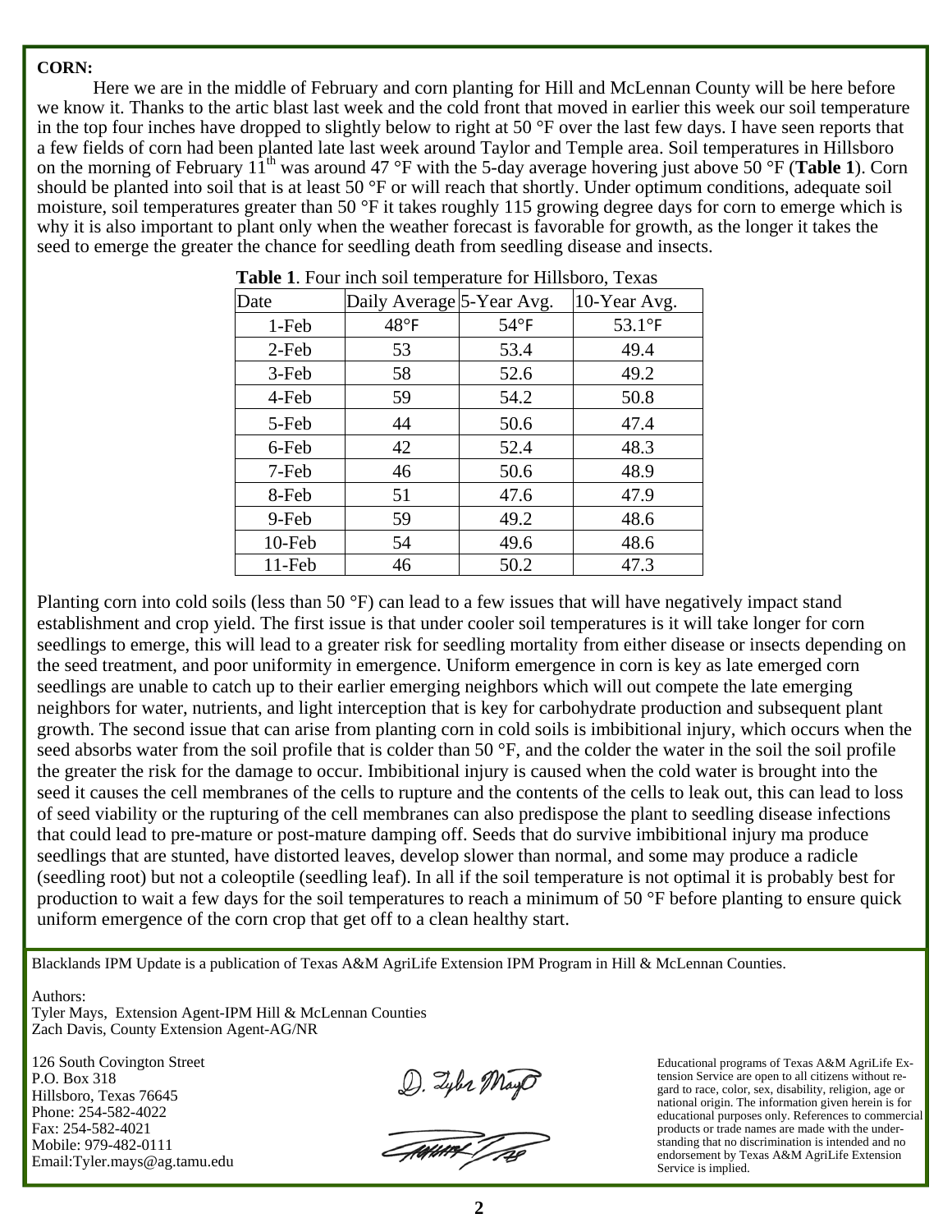**CORN:**

Here we are in the middle of February and corn planting for Hill and McLennan County will be here before we know it. Thanks to the artic blast last week and the cold front that moved in earlier this week our soil temperature in the top four inches have dropped to slightly below to right at 50 °F over the last few days. I have seen reports that a few fields of corn had been planted late last week around Taylor and Temple area. Soil temperatures in Hillsboro on the morning of February 11th was around 47 °F with the 5-day average hovering just above 50 °F (**Table 1**). Corn should be planted into soil that is at least 50 °F or will reach that shortly. Under optimum conditions, adequate soil moisture, soil temperatures greater than 50 °F it takes roughly 115 growing degree days for corn to emerge which is why it is also important to plant only when the weather forecast is favorable for growth, as the longer it takes the seed to emerge the greater the chance for seedling death from seedling disease and insects.

**Table 1**. Four inch soil temperature for Hillsboro, Texas

| Date | Daily Average | 5-Year Avg. | 10-Year Avg. |
|---|---|---|---|
| 1-Feb | 48°F | 54°F | 53.1°F |
| 2-Feb | 53 | 53.4 | 49.4 |
| 3-Feb | 58 | 52.6 | 49.2 |
| 4-Feb | 59 | 54.2 | 50.8 |
| 5-Feb | 44 | 50.6 | 47.4 |
| 6-Feb | 42 | 52.4 | 48.3 |
| 7-Feb | 46 | 50.6 | 48.9 |
| 8-Feb | 51 | 47.6 | 47.9 |
| 9-Feb | 59 | 49.2 | 48.6 |
| 10-Feb | 54 | 49.6 | 48.6 |
| 11-Feb | 46 | 50.2 | 47.3 |

Planting corn into cold soils (less than 50 °F) can lead to a few issues that will have negatively impact stand establishment and crop yield. The first issue is that under cooler soil temperatures is it will take longer for corn seedlings to emerge, this will lead to a greater risk for seedling mortality from either disease or insects depending on the seed treatment, and poor uniformity in emergence. Uniform emergence in corn is key as late emerged corn seedlings are unable to catch up to their earlier emerging neighbors which will out compete the late emerging neighbors for water, nutrients, and light interception that is key for carbohydrate production and subsequent plant growth. The second issue that can arise from planting corn in cold soils is imbibitional injury, which occurs when the seed absorbs water from the soil profile that is colder than 50 °F, and the colder the water in the soil the soil profile the greater the risk for the damage to occur. Imbibitional injury is caused when the cold water is brought into the seed it causes the cell membranes of the cells to rupture and the contents of the cells to leak out, this can lead to loss of seed viability or the rupturing of the cell membranes can also predispose the plant to seedling disease infections that could lead to pre-mature or post-mature damping off. Seeds that do survive imbibitional injury ma produce seedlings that are stunted, have distorted leaves, develop slower than normal, and some may produce a radicle (seedling root) but not a coleoptile (seedling leaf). In all if the soil temperature is not optimal it is probably best for production to wait a few days for the soil temperatures to reach a minimum of 50 °F before planting to ensure quick uniform emergence of the corn crop that get off to a clean healthy start.

Blacklands IPM Update is a publication of Texas A&M AgriLife Extension IPM Program in Hill & McLennan Counties.

Authors:
Tyler Mays, Extension Agent-IPM Hill & McLennan Counties
Zach Davis, County Extension Agent-AG/NR

126 South Covington Street
P.O. Box 318
Hillsboro, Texas 76645
Phone: 254-582-4022
Fax: 254-582-4021
Mobile: 979-482-0111
Email:Tyler.mays@ag.tamu.edu

Educational programs of Texas A&M AgriLife Extension Service are open to all citizens without regard to race, color, sex, disability, religion, age or national origin. The information given herein is for educational purposes only. References to commercial products or trade names are made with the understanding that no discrimination is intended and no endorsement by Texas A&M AgriLife Extension Service is implied.